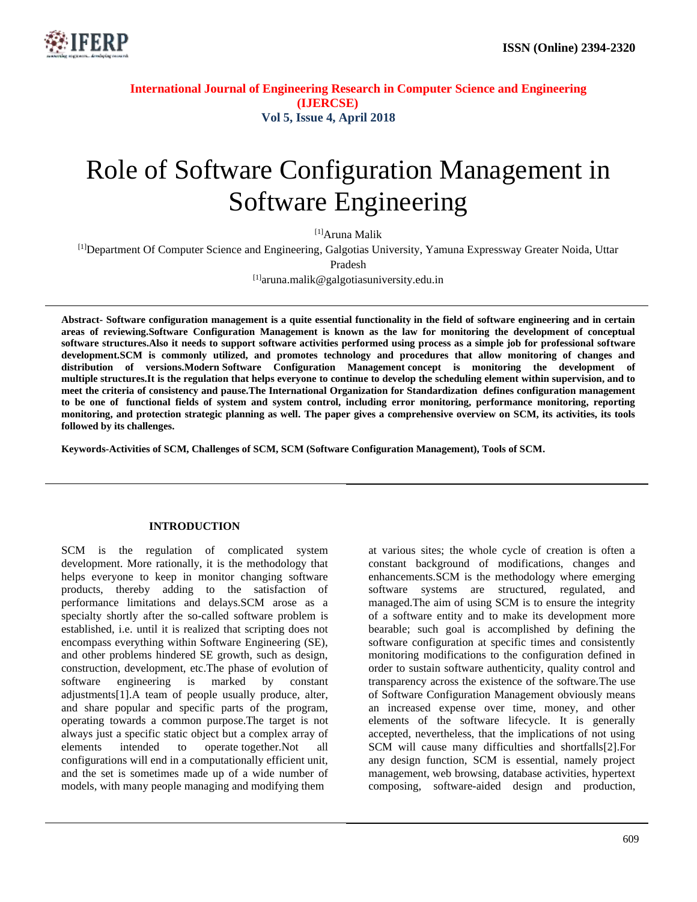# Role of Software Configuration Management in Software Engineering

[1]Aruna Malik

[1]Department Of Computer Science and Engineering, Galgotias University, Yamuna Expressway Greater Noida, Uttar Pradesh

[1]aruna.malik@galgotiasuniversity.edu.in

**Abstract- Software configuration management is a quite essential functionality in the field of software engineering and in certain areas of reviewing.Software Configuration Management is known as the law for monitoring the development of conceptual software structures.Also it needs to support software activities performed using process as a simple job for professional software development.SCM is commonly utilized, and promotes technology and procedures that allow monitoring of changes and distribution of versions.Modern Software Configuration Management concept is monitoring the development of multiple structures.It is the regulation that helps everyone to continue to develop the scheduling element within supervision, and to meet the criteria of consistency and pause.The International Organization for Standardization defines configuration management to be one of functional fields of system and system control, including error monitoring, performance monitoring, reporting monitoring, and protection strategic planning as well. The paper gives a comprehensive overview on SCM, its activities, its tools followed by its challenges.**

**Keywords-Activities of SCM, Challenges of SCM, SCM (Software Configuration Management), Tools of SCM.**

## INTRODUCTION

SCM is the regulation of complicated system development. More rationally, it is the methodology that helps everyone to keep in monitor changing software products, thereby adding to the satisfaction of performance limitations and delays.SCM arose as a specialty shortly after the so-called software problem is established, i.e. until it is realized that scripting does not encompass everything within Software Engineering (SE), and other problems hindered SE growth, such as design, construction, development, etc.The phase of evolution of software engineering is marked by constant adjustments[1].A team of people usually produce, alter, and share popular and specific parts of the program, operating towards a common purpose.The target is not always just a specific static object but a complex array of elements intended to operate together.Not all configurations will end in a computationally efficient unit, and the set is sometimes made up of a wide number of models, with many people managing and modifying them at various sites; the whole cycle of creation is often a constant background of modifications, changes and enhancements.SCM is the methodology where emerging software systems are structured, regulated, and managed.The aim of using SCM is to ensure the integrity of a software entity and to make its development more bearable; such goal is accomplished by defining the software configuration at specific times and consistently monitoring modifications to the configuration defined in order to sustain software authenticity, quality control and transparency across the existence of the software.The use of Software Configuration Management obviously means an increased expense over time, money, and other elements of the software lifecycle. It is generally accepted, nevertheless, that the implications of not using SCM will cause many difficulties and shortfalls[2].For any design function, SCM is essential, namely project management, web browsing, database activities, hypertext composing, software-aided design and production,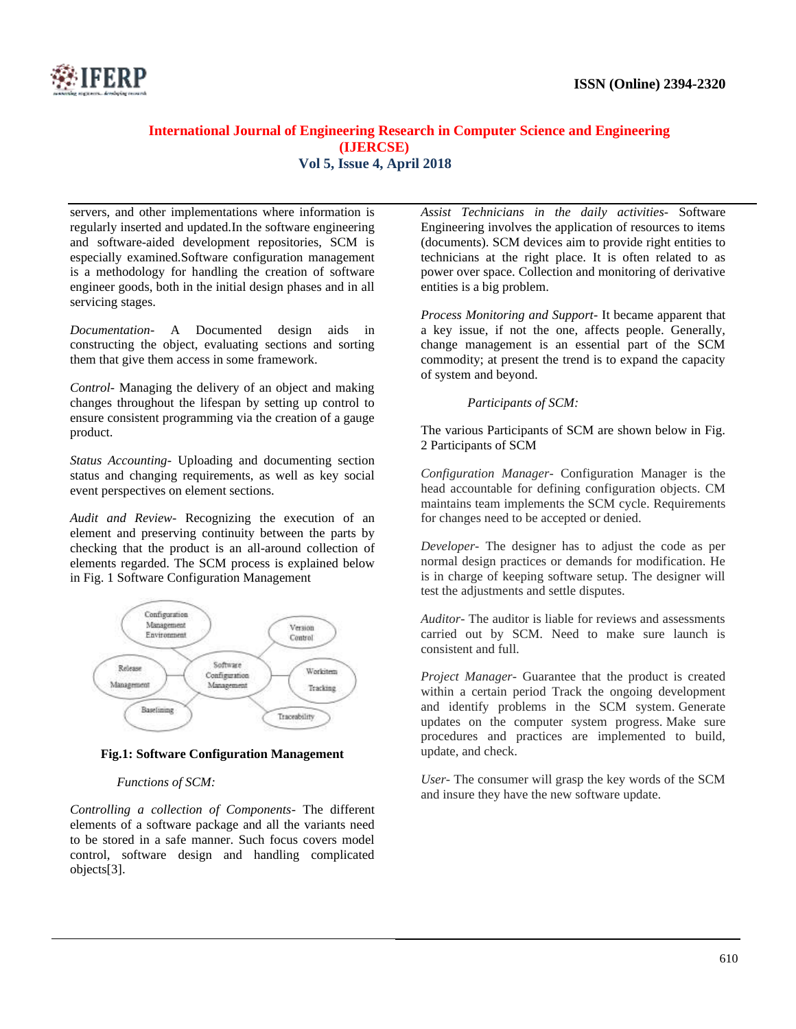servers, and other implementations where information is regularly inserted and updated.In the software engineering and software-aided development repositories, SCM is especially examined.Software configuration management is a methodology for handling the creation of software engineer goods, both in the initial design phases and in all servicing stages.

*Documentation*- A Documented design aids in constructing the object, evaluating sections and sorting them that give them access in some framework.

*Control*- Managing the delivery of an object and making changes throughout the lifespan by setting up control to ensure consistent programming via the creation of a gauge product.

*Status Accounting*- Uploading and documenting section status and changing requirements, as well as key social event perspectives on element sections.

*Audit and Review*- Recognizing the execution of an element and preserving continuity between the parts by checking that the product is an all-around collection of elements regarded. The SCM process is explained below in Fig. 1 Software Configuration Management

**Fig.1: Software Configuration Management**

*Functions of SCM:*

*Controlling a collection of Components*- The different elements of a software package and all the variants need to be stored in a safe manner. Such focus covers model control, software design and handling complicated objects[3].

*Assist Technicians in the daily activities*- Software Engineering involves the application of resources to items (documents). SCM devices aim to provide right entities to technicians at the right place. It is often related to as power over space. Collection and monitoring of derivative entities is a big problem.

*Process Monitoring and Support*- It became apparent that a key issue, if not the one, affects people. Generally, change management is an essential part of the SCM commodity; at present the trend is to expand the capacity of system and beyond.

*Participants of SCM:*

The various Participants of SCM are shown below in Fig. 2 Participants of SCM

*Configuration Manager*- Configuration Manager is the head accountable for defining configuration objects. CM maintains team implements the SCM cycle. Requirements for changes need to be accepted or denied.

*Developer*- The designer has to adjust the code as per normal design practices or demands for modification. He is in charge of keeping software setup. The designer will test the adjustments and settle disputes.

*Auditor*- The auditor is liable for reviews and assessments carried out by SCM. Need to make sure launch is consistent and full.

*Project Manager*- Guarantee that the product is created within a certain period Track the ongoing development and identify problems in the SCM system. Generate updates on the computer system progress. Make sure procedures and practices are implemented to build, update, and check.

*User*- The consumer will grasp the key words of the SCM and insure they have the new software update.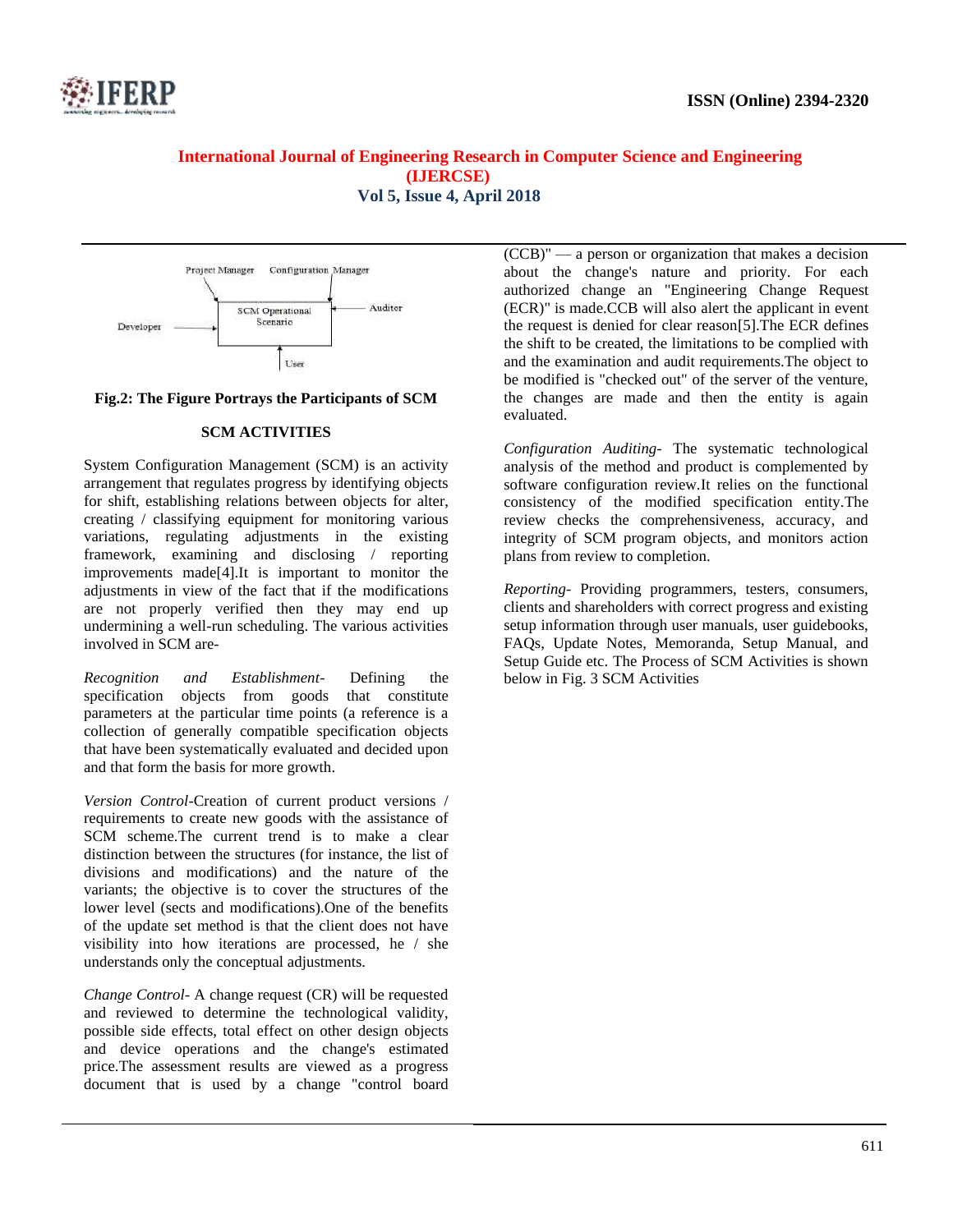Fig.2: The Figure Portrays the Participants of SCM

## SCM ACTIVITIES

System Configuration Management (SCM) is an activity arrangement that regulates progress by identifying objects for shift, establishing relations between objects for alter, creating / classifying equipment for monitoring various variations, regulating adjustments in the existing framework, examining and disclosing / reporting improvements made[4].It is important to monitor the adjustments in view of the fact that if the modifications are not properly verified then they may end up undermining a well-run scheduling. The various activities involved in SCM are-

*Recognition and Establishment-* Defining the specification objects from goods that constitute parameters at the particular time points (a reference is a collection of generally compatible specification objects that have been systematically evaluated and decided upon and that form the basis for more growth.

*Version Control*-Creation of current product versions / requirements to create new goods with the assistance of SCM scheme.The current trend is to make a clear distinction between the structures (for instance, the list of divisions and modifications) and the nature of the variants; the objective is to cover the structures of the lower level (sects and modifications).One of the benefits of the update set method is that the client does not have visibility into how iterations are processed, he / she understands only the conceptual adjustments.

*Change Control-* A change request (CR) will be requested and reviewed to determine the technological validity, possible side effects, total effect on other design objects and device operations and the change's estimated price.The assessment results are viewed as a progress document that is used by a change "control board (CCB)" — a person or organization that makes a decision about the change's nature and priority. For each authorized change an "Engineering Change Request (ECR)" is made.CCB will also alert the applicant in event the request is denied for clear reason[5].The ECR defines the shift to be created, the limitations to be complied with and the examination and audit requirements.The object to be modified is "checked out" of the server of the venture, the changes are made and then the entity is again evaluated.

*Configuration Auditing-* The systematic technological analysis of the method and product is complemented by software configuration review.It relies on the functional consistency of the modified specification entity.The review checks the comprehensiveness, accuracy, and integrity of SCM program objects, and monitors action plans from review to completion.

*Reporting-* Providing programmers, testers, consumers, clients and shareholders with correct progress and existing setup information through user manuals, user guidebooks, FAQs, Update Notes, Memoranda, Setup Manual, and Setup Guide etc. The Process of SCM Activities is shown below in Fig. 3 SCM Activities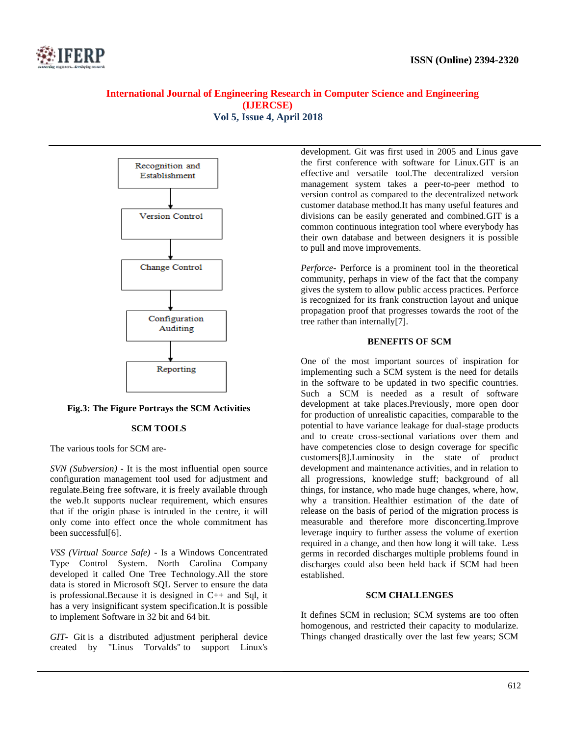Recognition and Establishment → Version Control → Change Control → Configuration Auditing → Reporting

**Fig.3: The Figure Portrays the SCM Activities**

## SCM TOOLS

The various tools for SCM are-

*SVN (Subversion)* - It is the most influential open source configuration management tool used for adjustment and regulate.Being free software, it is freely available through the web.It supports nuclear requirement, which ensures that if the origin phase is intruded in the centre, it will only come into effect once the whole commitment has been successful[6].

*VSS (Virtual Source Safe)* - Is a Windows Concentrated Type Control System. North Carolina Company developed it called One Tree Technology.All the store data is stored in Microsoft SQL Server to ensure the data is professional.Because it is designed in C++ and Sql, it has a very insignificant system specification.It is possible to implement Software in 32 bit and 64 bit.

*GIT-* Git is a distributed adjustment peripheral device created by "Linus Torvalds" to support Linux's development. Git was first used in 2005 and Linus gave the first conference with software for Linux.GIT is an effective and versatile tool.The decentralized version management system takes a peer-to-peer method to version control as compared to the decentralized network customer database method.It has many useful features and divisions can be easily generated and combined.GIT is a common continuous integration tool where everybody has their own database and between designers it is possible to pull and move improvements.

*Perforce-* Perforce is a prominent tool in the theoretical community, perhaps in view of the fact that the company gives the system to allow public access practices. Perforce is recognized for its frank construction layout and unique propagation proof that progresses towards the root of the tree rather than internally[7].

## BENEFITS OF SCM

One of the most important sources of inspiration for implementing such a SCM system is the need for details in the software to be updated in two specific countries. Such a SCM is needed as a result of software development at take places.Previously, more open door for production of unrealistic capacities, comparable to the potential to have variance leakage for dual-stage products and to create cross-sectional variations over them and have competencies close to design coverage for specific customers[8].Luminosity in the state of product development and maintenance activities, and in relation to all progressions, knowledge stuff; background of all things, for instance, who made huge changes, where, how, why a transition. Healthier estimation of the date of release on the basis of period of the migration process is measurable and therefore more disconcerting.Improve leverage inquiry to further assess the volume of exertion required in a change, and then how long it will take. Less germs in recorded discharges multiple problems found in discharges could also been held back if SCM had been established.

## SCM CHALLENGES

It defines SCM in reclusion; SCM systems are too often homogenous, and restricted their capacity to modularize. Things changed drastically over the last few years; SCM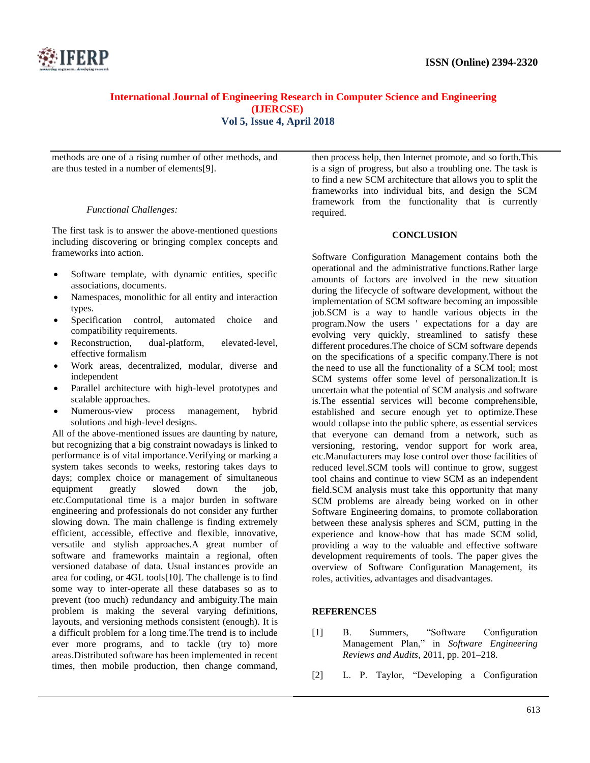methods are one of a rising number of other methods, and are thus tested in a number of elements[9].

*Functional Challenges:*

The first task is to answer the above-mentioned questions including discovering or bringing complex concepts and frameworks into action.

- Software template, with dynamic entities, specific associations, documents.
- Namespaces, monolithic for all entity and interaction types.
- Specification control, automated choice and compatibility requirements.
- Reconstruction, dual-platform, elevated-level, effective formalism
- Work areas, decentralized, modular, diverse and independent
- Parallel architecture with high-level prototypes and scalable approaches.
- Numerous-view process management, hybrid solutions and high-level designs.

All of the above-mentioned issues are daunting by nature, but recognizing that a big constraint nowadays is linked to performance is of vital importance.Verifying or marking a system takes seconds to weeks, restoring takes days to days; complex choice or management of simultaneous equipment greatly slowed down the job, etc.Computational time is a major burden in software engineering and professionals do not consider any further slowing down. The main challenge is finding extremely efficient, accessible, effective and flexible, innovative, versatile and stylish approaches.A great number of software and frameworks maintain a regional, often versioned database of data. Usual instances provide an area for coding, or 4GL tools[10]. The challenge is to find some way to inter-operate all these databases so as to prevent (too much) redundancy and ambiguity.The main problem is making the several varying definitions, layouts, and versioning methods consistent (enough). It is a difficult problem for a long time.The trend is to include ever more programs, and to tackle (try to) more areas.Distributed software has been implemented in recent times, then mobile production, then change command, then process help, then Internet promote, and so forth.This is a sign of progress, but also a troubling one. The task is to find a new SCM architecture that allows you to split the frameworks into individual bits, and design the SCM framework from the functionality that is currently required.

## CONCLUSION

Software Configuration Management contains both the operational and the administrative functions.Rather large amounts of factors are involved in the new situation during the lifecycle of software development, without the implementation of SCM software becoming an impossible job.SCM is a way to handle various objects in the program.Now the users ' expectations for a day are evolving very quickly, streamlined to satisfy these different procedures.The choice of SCM software depends on the specifications of a specific company.There is not the need to use all the functionality of a SCM tool; most SCM systems offer some level of personalization.It is uncertain what the potential of SCM analysis and software is.The essential services will become comprehensible, established and secure enough yet to optimize.These would collapse into the public sphere, as essential services that everyone can demand from a network, such as versioning, restoring, vendor support for work area, etc.Manufacturers may lose control over those facilities of reduced level.SCM tools will continue to grow, suggest tool chains and continue to view SCM as an independent field.SCM analysis must take this opportunity that many SCM problems are already being worked on in other Software Engineering domains, to promote collaboration between these analysis spheres and SCM, putting in the experience and know-how that has made SCM solid, providing a way to the valuable and effective software development requirements of tools. The paper gives the overview of Software Configuration Management, its roles, activities, advantages and disadvantages.

## REFERENCES

[1] B. Summers, "Software Configuration Management Plan," in *Software Engineering Reviews and Audits*, 2011, pp. 201–218.

[2] L. P. Taylor, "Developing a Configuration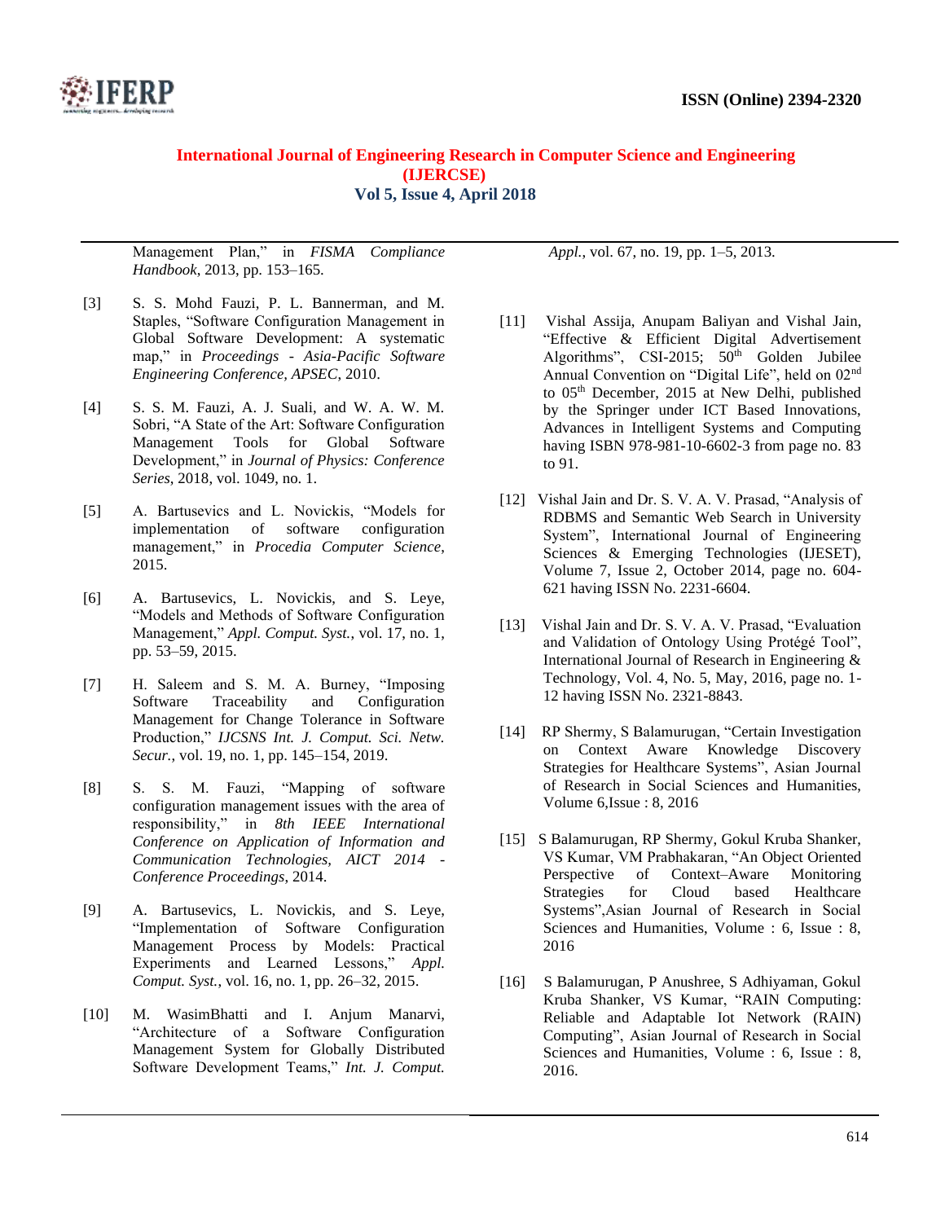Management Plan," in *FISMA Compliance Handbook*, 2013, pp. 153–165.

[3] S. S. Mohd Fauzi, P. L. Bannerman, and M. Staples, "Software Configuration Management in Global Software Development: A systematic map," in *Proceedings - Asia-Pacific Software Engineering Conference, APSEC*, 2010.

[4] S. S. M. Fauzi, A. J. Suali, and W. A. W. M. Sobri, "A State of the Art: Software Configuration Management Tools for Global Software Development," in *Journal of Physics: Conference Series*, 2018, vol. 1049, no. 1.

[5] A. Bartusevics and L. Novickis, "Models for implementation of software configuration management," in *Procedia Computer Science*, 2015.

[6] A. Bartusevics, L. Novickis, and S. Leye, "Models and Methods of Software Configuration Management," *Appl. Comput. Syst.*, vol. 17, no. 1, pp. 53–59, 2015.

[7] H. Saleem and S. M. A. Burney, "Imposing Software Traceability and Configuration Management for Change Tolerance in Software Production," *IJCSNS Int. J. Comput. Sci. Netw. Secur.*, vol. 19, no. 1, pp. 145–154, 2019.

[8] S. S. M. Fauzi, "Mapping of software configuration management issues with the area of responsibility," in *8th IEEE International Conference on Application of Information and Communication Technologies, AICT 2014 - Conference Proceedings*, 2014.

[9] A. Bartusevics, L. Novickis, and S. Leye, "Implementation of Software Configuration Management Process by Models: Practical Experiments and Learned Lessons," *Appl. Comput. Syst.*, vol. 16, no. 1, pp. 26–32, 2015.

[10] M. WasimBhatti and I. Anjum Manarvi, "Architecture of a Software Configuration Management System for Globally Distributed Software Development Teams," *Int. J. Comput. Appl.*, vol. 67, no. 19, pp. 1–5, 2013.

[11] Vishal Assija, Anupam Baliyan and Vishal Jain, "Effective & Efficient Digital Advertisement Algorithms", CSI-2015; 50th Golden Jubilee Annual Convention on "Digital Life", held on 02nd to 05th December, 2015 at New Delhi, published by the Springer under ICT Based Innovations, Advances in Intelligent Systems and Computing having ISBN 978-981-10-6602-3 from page no. 83 to 91.

[12] Vishal Jain and Dr. S. V. A. V. Prasad, "Analysis of RDBMS and Semantic Web Search in University System", International Journal of Engineering Sciences & Emerging Technologies (IJESET), Volume 7, Issue 2, October 2014, page no. 604-621 having ISSN No. 2231-6604.

[13] Vishal Jain and Dr. S. V. A. V. Prasad, "Evaluation and Validation of Ontology Using Protégé Tool", International Journal of Research in Engineering & Technology, Vol. 4, No. 5, May, 2016, page no. 1-12 having ISSN No. 2321-8843.

[14] RP Shermy, S Balamurugan, "Certain Investigation on Context Aware Knowledge Discovery Strategies for Healthcare Systems", Asian Journal of Research in Social Sciences and Humanities, Volume 6,Issue : 8, 2016

[15] S Balamurugan, RP Shermy, Gokul Kruba Shanker, VS Kumar, VM Prabhakaran, "An Object Oriented Perspective of Context–Aware Monitoring Strategies for Cloud based Healthcare Systems",Asian Journal of Research in Social Sciences and Humanities, Volume : 6, Issue : 8, 2016

[16] S Balamurugan, P Anushree, S Adhiyaman, Gokul Kruba Shanker, VS Kumar, "RAIN Computing: Reliable and Adaptable Iot Network (RAIN) Computing", Asian Journal of Research in Social Sciences and Humanities, Volume : 6, Issue : 8, 2016.